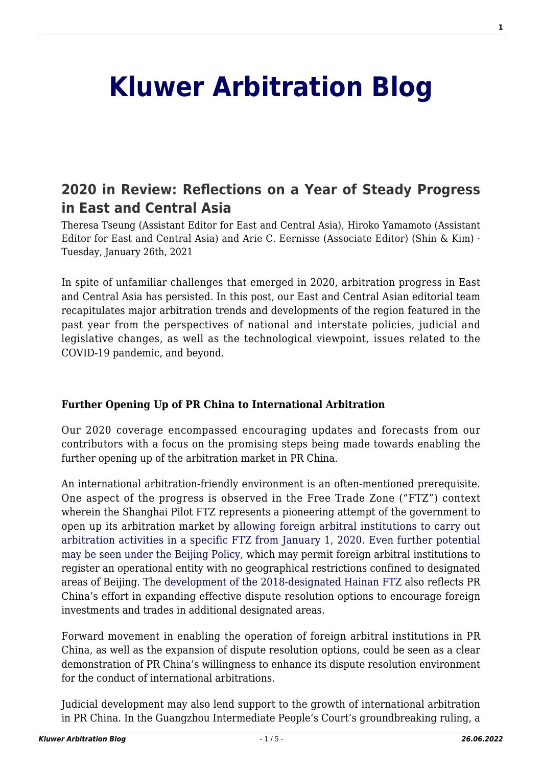# Kluwer Arbitration Blog

## 2020 in Review: Reflections on a Year of Steady Progress in East and Central Asia

Theresa Tseung (Assistant Editor for East and Central Asia), Hiroko Yamamoto (Assistant Editor for East and Central Asia) and Arie C. Eernisse (Associate Editor) (Shin & Kim) · Tuesday, January 26th, 2021

In spite of unfamiliar challenges that emerged in 2020, arbitration progress in East and Central Asia has persisted. In this post, our East and Central Asian editorial team recapitulates major arbitration trends and developments of the region featured in the past year from the perspectives of national and interstate policies, judicial and legislative changes, as well as the technological viewpoint, issues related to the COVID-19 pandemic, and beyond.

**Further Opening Up of PR China to International Arbitration**

Our 2020 coverage encompassed encouraging updates and forecasts from our contributors with a focus on the promising steps being made towards enabling the further opening up of the arbitration market in PR China.

An international arbitration-friendly environment is an often-mentioned prerequisite. One aspect of the progress is observed in the Free Trade Zone ("FTZ") context wherein the Shanghai Pilot FTZ represents a pioneering attempt of the government to open up its arbitration market by allowing foreign arbitral institutions to carry out arbitration activities in a specific FTZ from January 1, 2020. Even further potential may be seen under the Beijing Policy, which may permit foreign arbitral institutions to register an operational entity with no geographical restrictions confined to designated areas of Beijing. The development of the 2018-designated Hainan FTZ also reflects PR China's effort in expanding effective dispute resolution options to encourage foreign investments and trades in additional designated areas.

Forward movement in enabling the operation of foreign arbitral institutions in PR China, as well as the expansion of dispute resolution options, could be seen as a clear demonstration of PR China's willingness to enhance its dispute resolution environment for the conduct of international arbitrations.

Judicial development may also lend support to the growth of international arbitration in PR China. In the Guangzhou Intermediate People's Court's groundbreaking ruling, a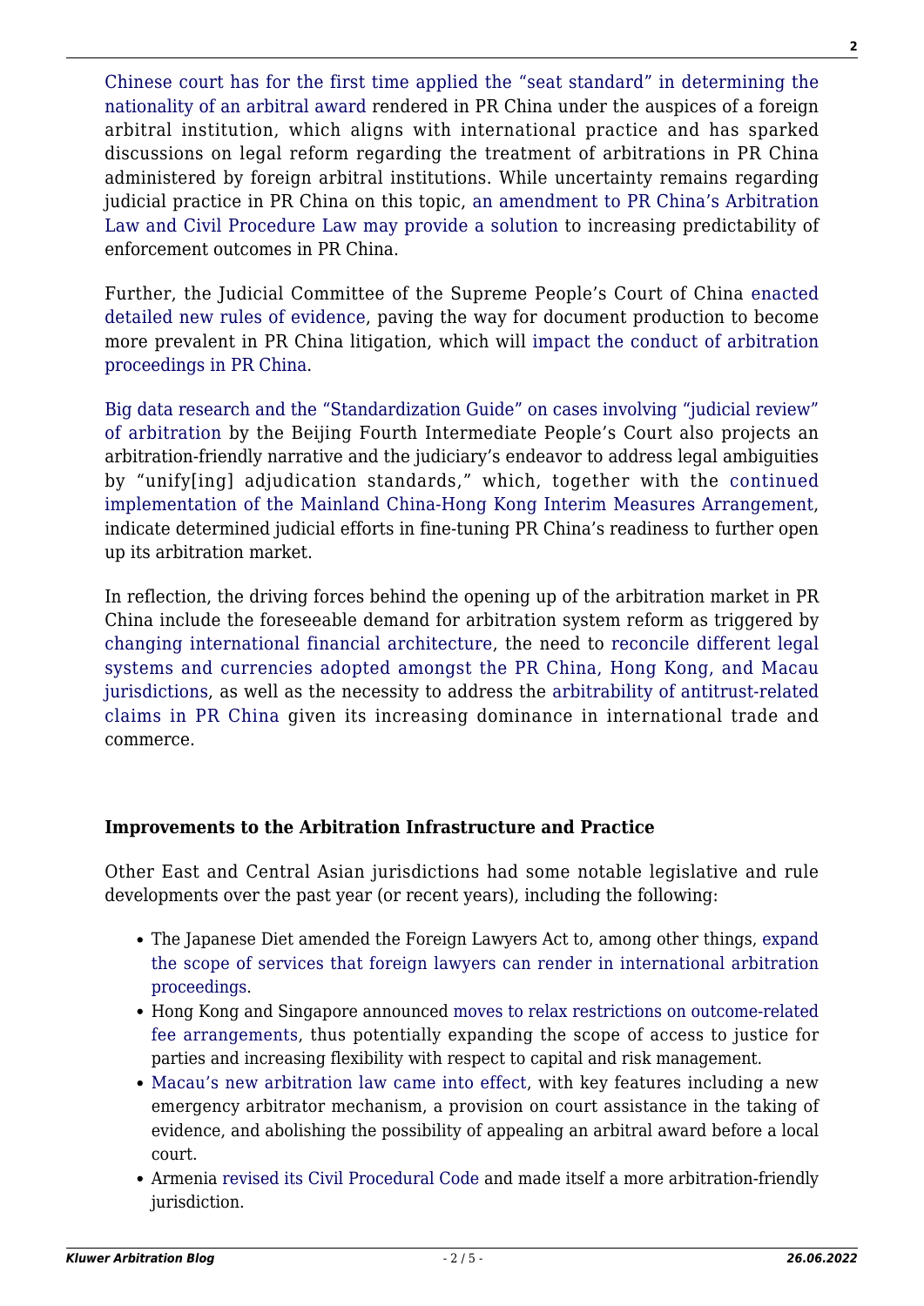Chinese court has for the first time applied the "seat standard" in determining the nationality of an arbitral award rendered in PR China under the auspices of a foreign arbitral institution, which aligns with international practice and has sparked discussions on legal reform regarding the treatment of arbitrations in PR China administered by foreign arbitral institutions. While uncertainty remains regarding judicial practice in PR China on this topic, an amendment to PR China's Arbitration Law and Civil Procedure Law may provide a solution to increasing predictability of enforcement outcomes in PR China.

Further, the Judicial Committee of the Supreme People's Court of China enacted detailed new rules of evidence, paving the way for document production to become more prevalent in PR China litigation, which will impact the conduct of arbitration proceedings in PR China.

Big data research and the "Standardization Guide" on cases involving "judicial review" of arbitration by the Beijing Fourth Intermediate People's Court also projects an arbitration-friendly narrative and the judiciary's endeavor to address legal ambiguities by "unify[ing] adjudication standards," which, together with the continued implementation of the Mainland China-Hong Kong Interim Measures Arrangement, indicate determined judicial efforts in fine-tuning PR China's readiness to further open up its arbitration market.

In reflection, the driving forces behind the opening up of the arbitration market in PR China include the foreseeable demand for arbitration system reform as triggered by changing international financial architecture, the need to reconcile different legal systems and currencies adopted amongst the PR China, Hong Kong, and Macau jurisdictions, as well as the necessity to address the arbitrability of antitrust-related claims in PR China given its increasing dominance in international trade and commerce.

**Improvements to the Arbitration Infrastructure and Practice**

Other East and Central Asian jurisdictions had some notable legislative and rule developments over the past year (or recent years), including the following:

- The Japanese Diet amended the Foreign Lawyers Act to, among other things, expand the scope of services that foreign lawyers can render in international arbitration proceedings.
- Hong Kong and Singapore announced moves to relax restrictions on outcome-related fee arrangements, thus potentially expanding the scope of access to justice for parties and increasing flexibility with respect to capital and risk management.
- Macau's new arbitration law came into effect, with key features including a new emergency arbitrator mechanism, a provision on court assistance in the taking of evidence, and abolishing the possibility of appealing an arbitral award before a local court.
- Armenia revised its Civil Procedural Code and made itself a more arbitration-friendly jurisdiction.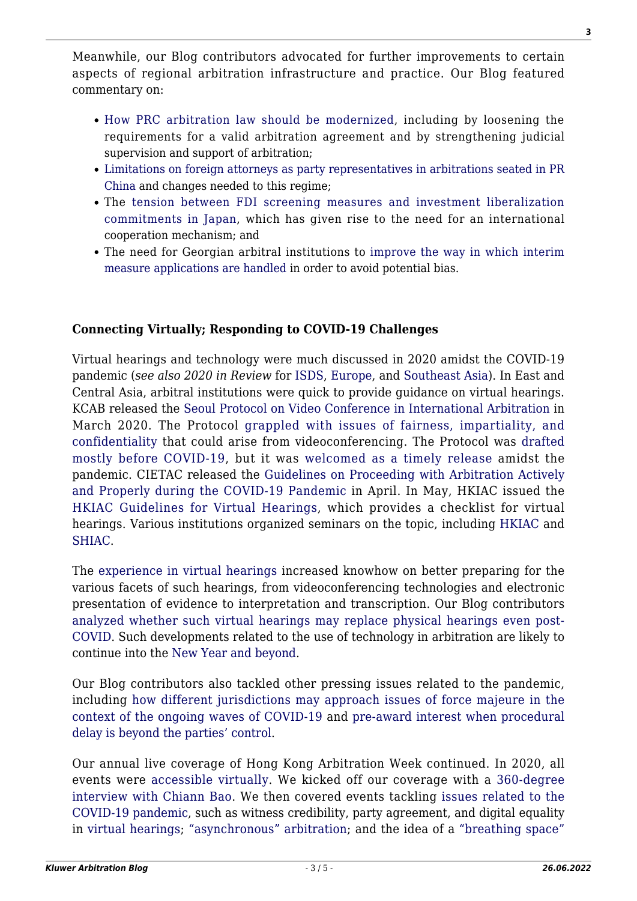Meanwhile, our Blog contributors advocated for further improvements to certain aspects of regional arbitration infrastructure and practice. Our Blog featured commentary on:

- How PRC arbitration law should be modernized, including by loosening the requirements for a valid arbitration agreement and by strengthening judicial supervision and support of arbitration;
- Limitations on foreign attorneys as party representatives in arbitrations seated in PR China and changes needed to this regime;
- The tension between FDI screening measures and investment liberalization commitments in Japan, which has given rise to the need for an international cooperation mechanism; and
- The need for Georgian arbitral institutions to improve the way in which interim measure applications are handled in order to avoid potential bias.

**Connecting Virtually; Responding to COVID-19 Challenges**

Virtual hearings and technology were much discussed in 2020 amidst the COVID-19 pandemic (*see also 2020 in Review* for ISDS, Europe, and Southeast Asia). In East and Central Asia, arbitral institutions were quick to provide guidance on virtual hearings. KCAB released the Seoul Protocol on Video Conference in International Arbitration in March 2020. The Protocol grappled with issues of fairness, impartiality, and confidentiality that could arise from videoconferencing. The Protocol was drafted mostly before COVID-19, but it was welcomed as a timely release amidst the pandemic. CIETAC released the Guidelines on Proceeding with Arbitration Actively and Properly during the COVID-19 Pandemic in April. In May, HKIAC issued the HKIAC Guidelines for Virtual Hearings, which provides a checklist for virtual hearings. Various institutions organized seminars on the topic, including HKIAC and SHIAC.

The experience in virtual hearings increased knowhow on better preparing for the various facets of such hearings, from videoconferencing technologies and electronic presentation of evidence to interpretation and transcription. Our Blog contributors analyzed whether such virtual hearings may replace physical hearings even post-COVID. Such developments related to the use of technology in arbitration are likely to continue into the New Year and beyond.

Our Blog contributors also tackled other pressing issues related to the pandemic, including how different jurisdictions may approach issues of force majeure in the context of the ongoing waves of COVID-19 and pre-award interest when procedural delay is beyond the parties' control.

Our annual live coverage of Hong Kong Arbitration Week continued. In 2020, all events were accessible virtually. We kicked off our coverage with a 360-degree interview with Chiann Bao. We then covered events tackling issues related to the COVID-19 pandemic, such as witness credibility, party agreement, and digital equality in virtual hearings; "asynchronous" arbitration; and the idea of a "breathing space"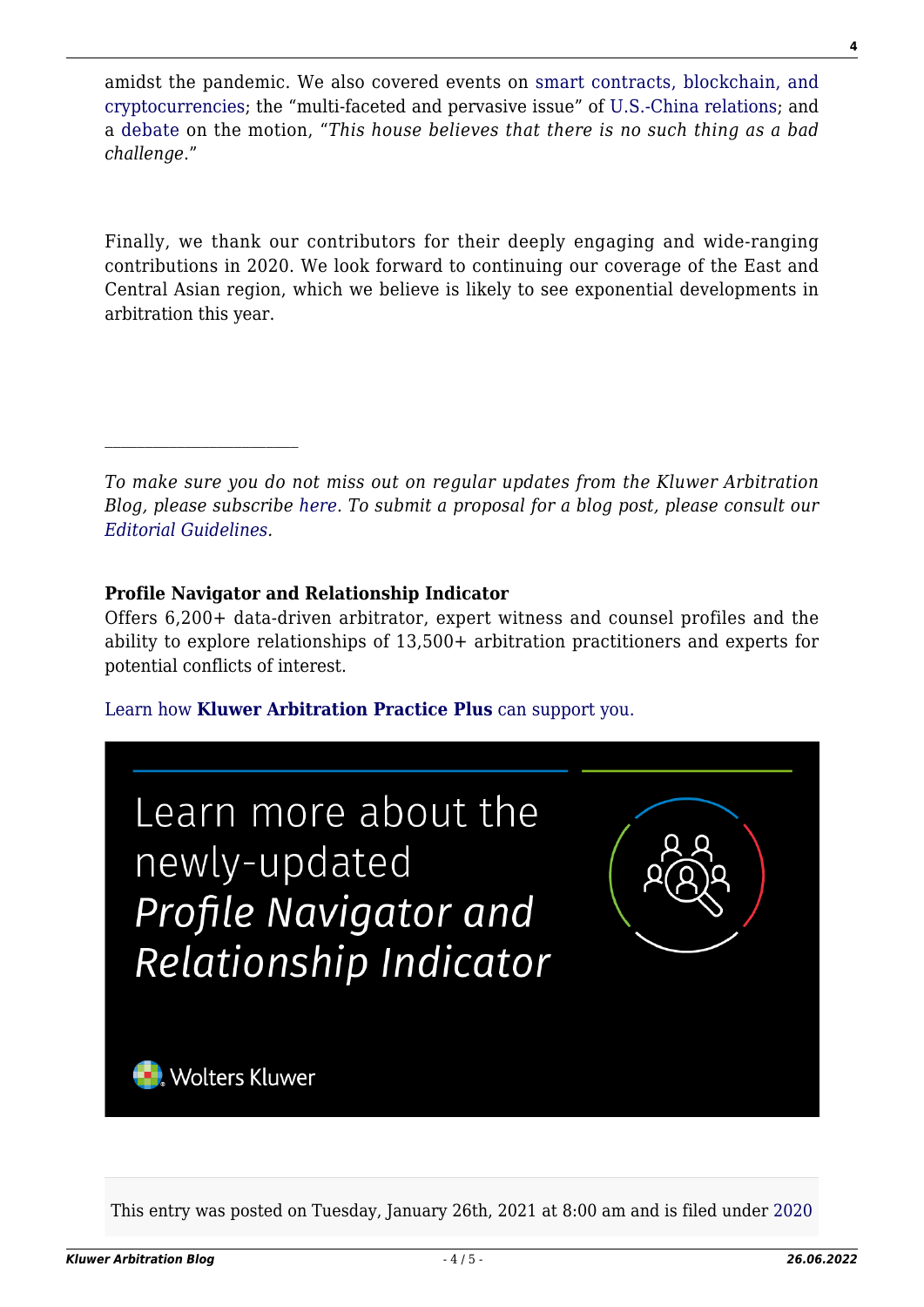amidst the pandemic. We also covered events on smart contracts, blockchain, and cryptocurrencies; the "multi-faceted and pervasive issue" of U.S.-China relations; and a debate on the motion, "*This house believes that there is no such thing as a bad challenge*."

Finally, we thank our contributors for their deeply engaging and wide-ranging contributions in 2020. We look forward to continuing our coverage of the East and Central Asian region, which we believe is likely to see exponential developments in arbitration this year.

---

*To make sure you do not miss out on regular updates from the Kluwer Arbitration Blog, please subscribe here. To submit a proposal for a blog post, please consult our Editorial Guidelines.*

**Profile Navigator and Relationship Indicator**

Offers 6,200+ data-driven arbitrator, expert witness and counsel profiles and the ability to explore relationships of 13,500+ arbitration practitioners and experts for potential conflicts of interest.

Learn how **Kluwer Arbitration Practice Plus** can support you.

Learn more about the newly-updated *Profile Navigator and Relationship Indicator*

Wolters Kluwer

This entry was posted on Tuesday, January 26th, 2021 at 8:00 am and is filed under 2020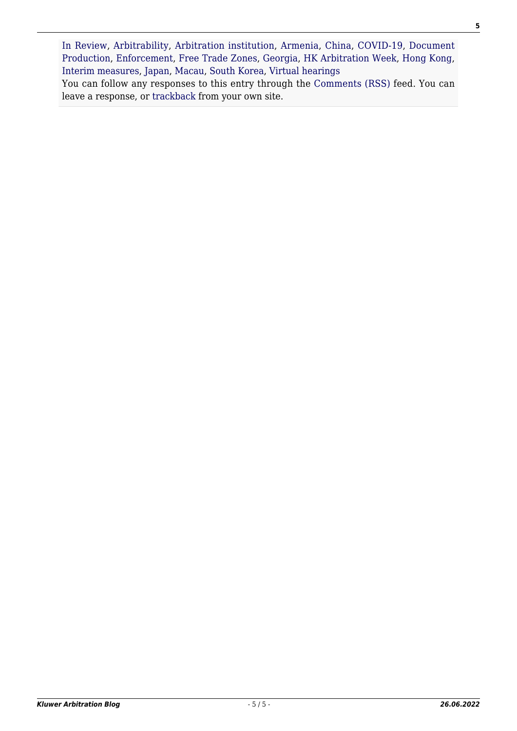In Review, Arbitrability, Arbitration institution, Armenia, China, COVID-19, Document Production, Enforcement, Free Trade Zones, Georgia, HK Arbitration Week, Hong Kong, Interim measures, Japan, Macau, South Korea, Virtual hearings

You can follow any responses to this entry through the Comments (RSS) feed. You can leave a response, or trackback from your own site.